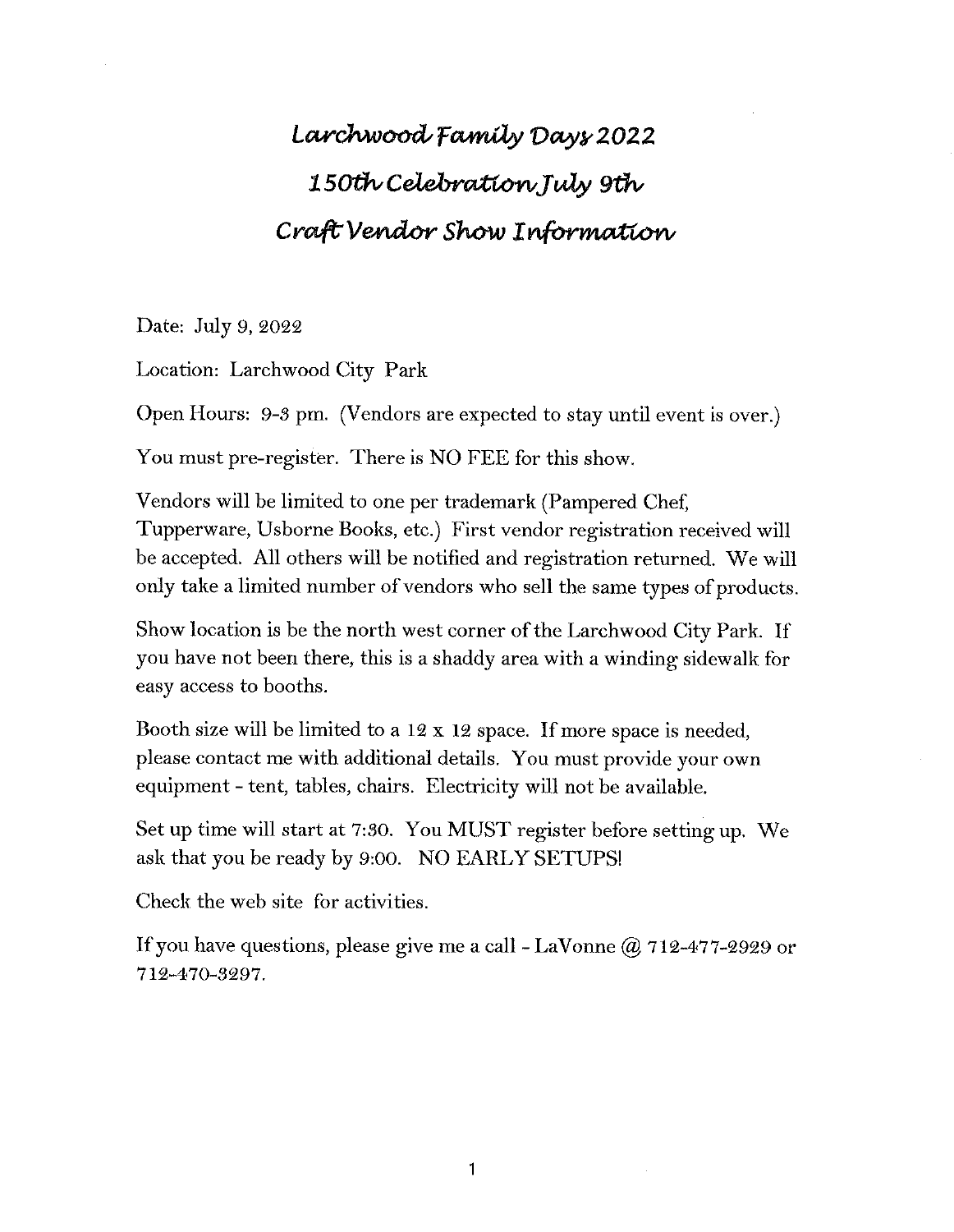# *Larchwood Family Days 2022*
# *150th Celebration July 9th*
# *Craft Vendor Show Information*

Date: July 9, 2022

Location: Larchwood City Park

Open Hours: 9-3 pm. (Vendors are expected to stay until event is over.)

You must pre-register. There is NO FEE for this show.

Vendors will be limited to one per trademark (Pampered Chef, Tupperware, Usborne Books, etc.) First vendor registration received will be accepted. All others will be notified and registration returned. We will only take a limited number of vendors who sell the same types of products.

Show location is be the north west corner of the Larchwood City Park. If you have not been there, this is a shaddy area with a winding sidewalk for easy access to booths.

Booth size will be limited to a 12 x 12 space. If more space is needed, please contact me with additional details. You must provide your own equipment - tent, tables, chairs. Electricity will not be available.

Set up time will start at 7:30. You MUST register before setting up. We ask that you be ready by 9:00. NO EARLY SETUPS!

Check the web site for activities.

If you have questions, please give me a call - LaVonne @ 712-477-2929 or 712-470-3297.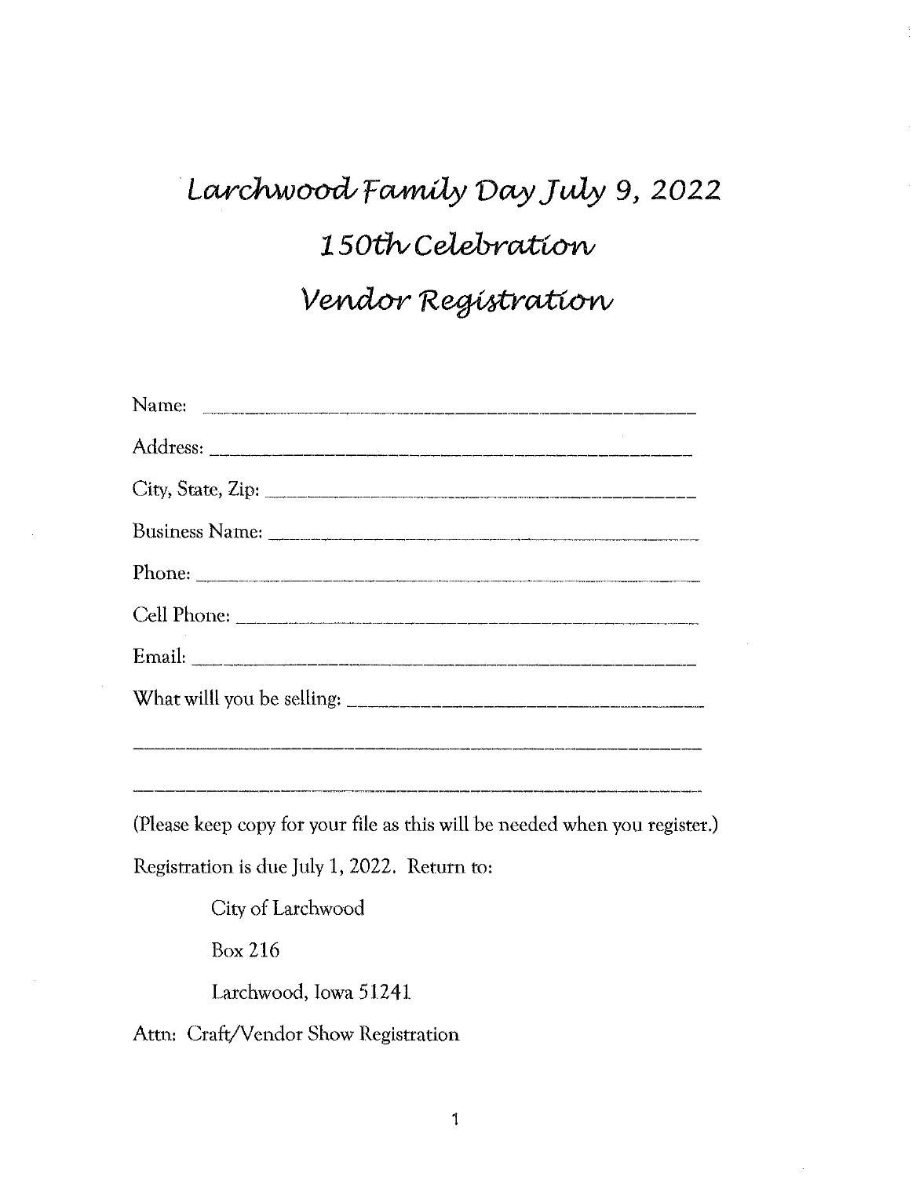# Larchwood Family Day July 9, 2022

# 150th Celebration

# Vendor Registration

Name: \_\_\_\_\_\_\_\_\_\_\_\_\_\_\_\_\_\_\_\_\_\_\_\_\_\_\_\_\_\_\_\_\_\_\_\_\_\_\_\_\_\_\_\_\_\_\_\_

Address: \_\_\_\_\_\_\_\_\_\_\_\_\_\_\_\_\_\_\_\_\_\_\_\_\_\_\_\_\_\_\_\_\_\_\_\_\_\_\_\_\_\_\_\_\_

City, State, Zip: \_\_\_\_\_\_\_\_\_\_\_\_\_\_\_\_\_\_\_\_\_\_\_\_\_\_\_\_\_\_\_\_\_\_\_\_\_\_\_\_

Business Name: \_\_\_\_\_\_\_\_\_\_\_\_\_\_\_\_\_\_\_\_\_\_\_\_\_\_\_\_\_\_\_\_\_\_\_\_\_\_\_\_

Phone: \_\_\_\_\_\_\_\_\_\_\_\_\_\_\_\_\_\_\_\_\_\_\_\_\_\_\_\_\_\_\_\_\_\_\_\_\_\_\_\_\_\_\_\_\_\_\_

Cell Phone: \_\_\_\_\_\_\_\_\_\_\_\_\_\_\_\_\_\_\_\_\_\_\_\_\_\_\_\_\_\_\_\_\_\_\_\_\_\_\_\_\_\_\_

Email: \_\_\_\_\_\_\_\_\_\_\_\_\_\_\_\_\_\_\_\_\_\_\_\_\_\_\_\_\_\_\_\_\_\_\_\_\_\_\_\_\_\_\_\_\_\_\_\_

What willl you be selling: \_\_\_\_\_\_\_\_\_\_\_\_\_\_\_\_\_\_\_\_\_\_\_\_\_\_\_\_\_\_\_\_\_\_

\_\_\_\_\_\_\_\_\_\_\_\_\_\_\_\_\_\_\_\_\_\_\_\_\_\_\_\_\_\_\_\_\_\_\_\_\_\_\_\_\_\_\_\_\_\_\_\_\_\_\_\_\_\_\_\_

\_\_\_\_\_\_\_\_\_\_\_\_\_\_\_\_\_\_\_\_\_\_\_\_\_\_\_\_\_\_\_\_\_\_\_\_\_\_\_\_\_\_\_\_\_\_\_\_\_\_\_\_\_\_\_\_

(Please keep copy for your file as this will be needed when you register.)

Registration is due July 1, 2022. Return to:

City of Larchwood

Box 216

Larchwood, Iowa 51241

Attn: Craft/Vendor Show Registration